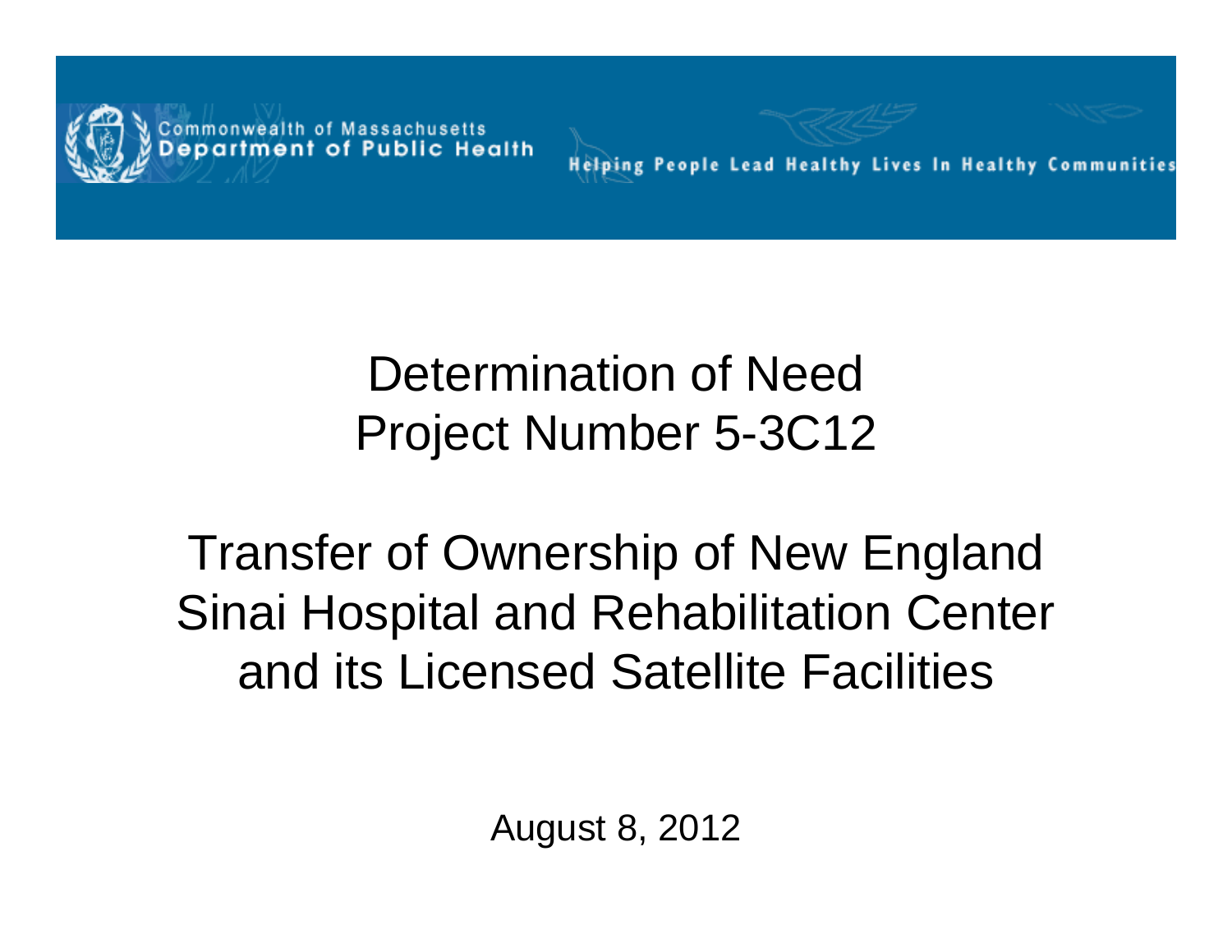Commonwealth of Massachusetts
Department of Public Health

Helping People Lead Healthy Lives In Healthy Communities

# Determination of Need
# Project Number 5-3C12

# Transfer of Ownership of New England Sinai Hospital and Rehabilitation Center and its Licensed Satellite Facilities

August 8, 2012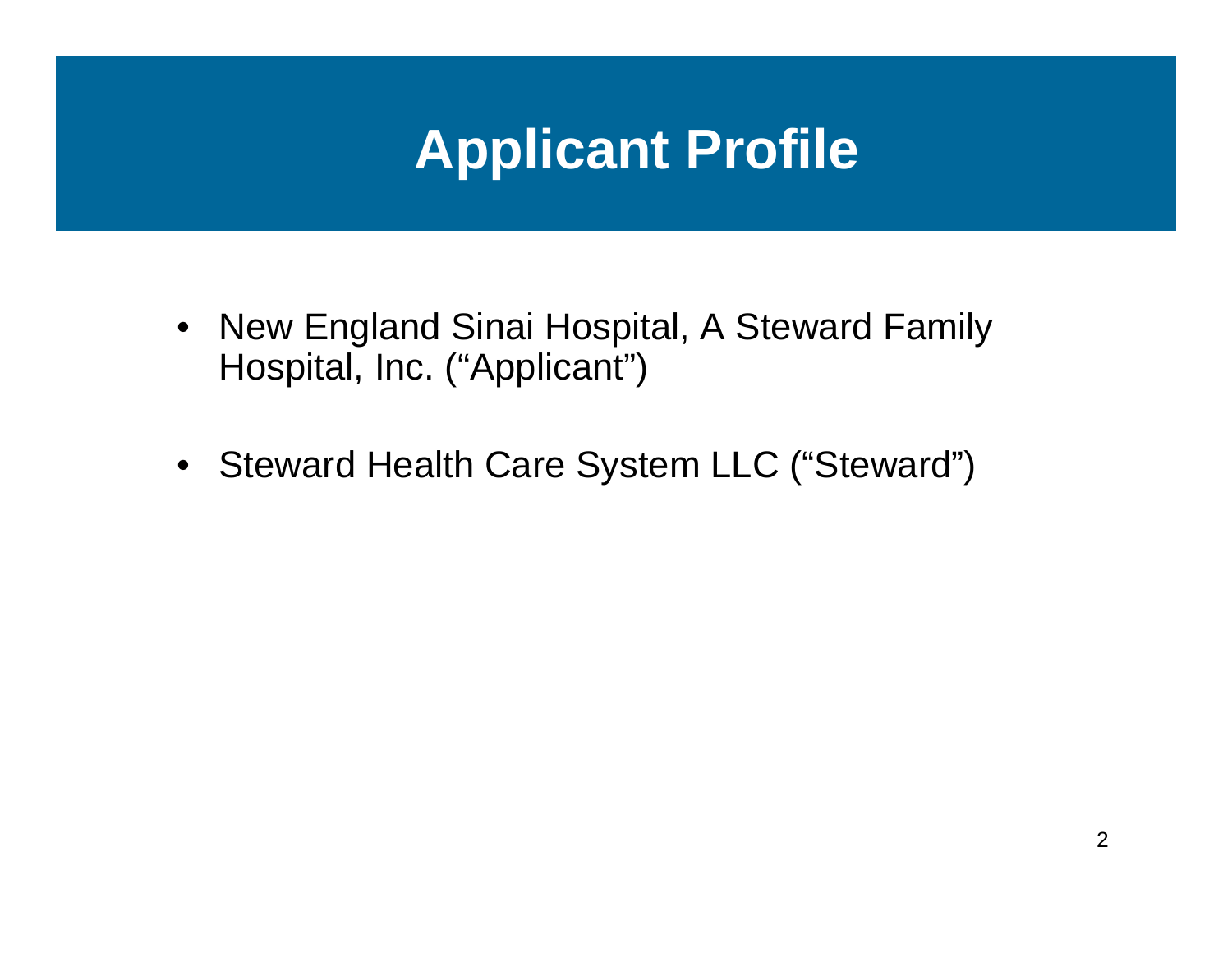# Applicant Profile

- New England Sinai Hospital, A Steward Family Hospital, Inc. ("Applicant")
- Steward Health Care System LLC ("Steward")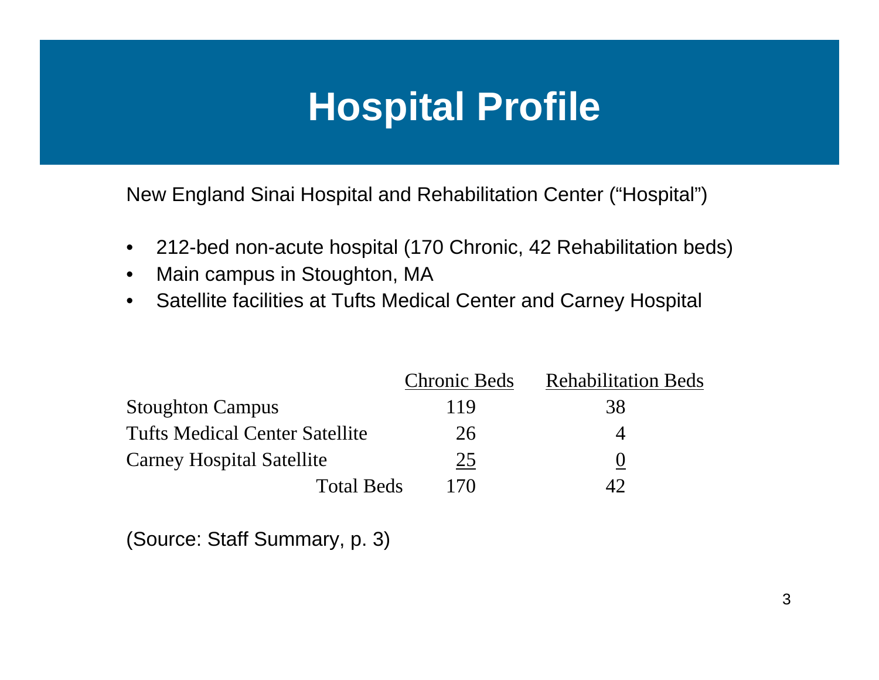# Hospital Profile

New England Sinai Hospital and Rehabilitation Center ("Hospital")

- 212-bed non-acute hospital (170 Chronic, 42 Rehabilitation beds)
- Main campus in Stoughton, MA
- Satellite facilities at Tufts Medical Center and Carney Hospital

| | Chronic Beds | Rehabilitation Beds |
|---|---|---|
| Stoughton Campus | 119 | 38 |
| Tufts Medical Center Satellite | 26 | 4 |
| Carney Hospital Satellite | 25 | 0 |
| Total Beds | 170 | 42 |

(Source: Staff Summary, p. 3)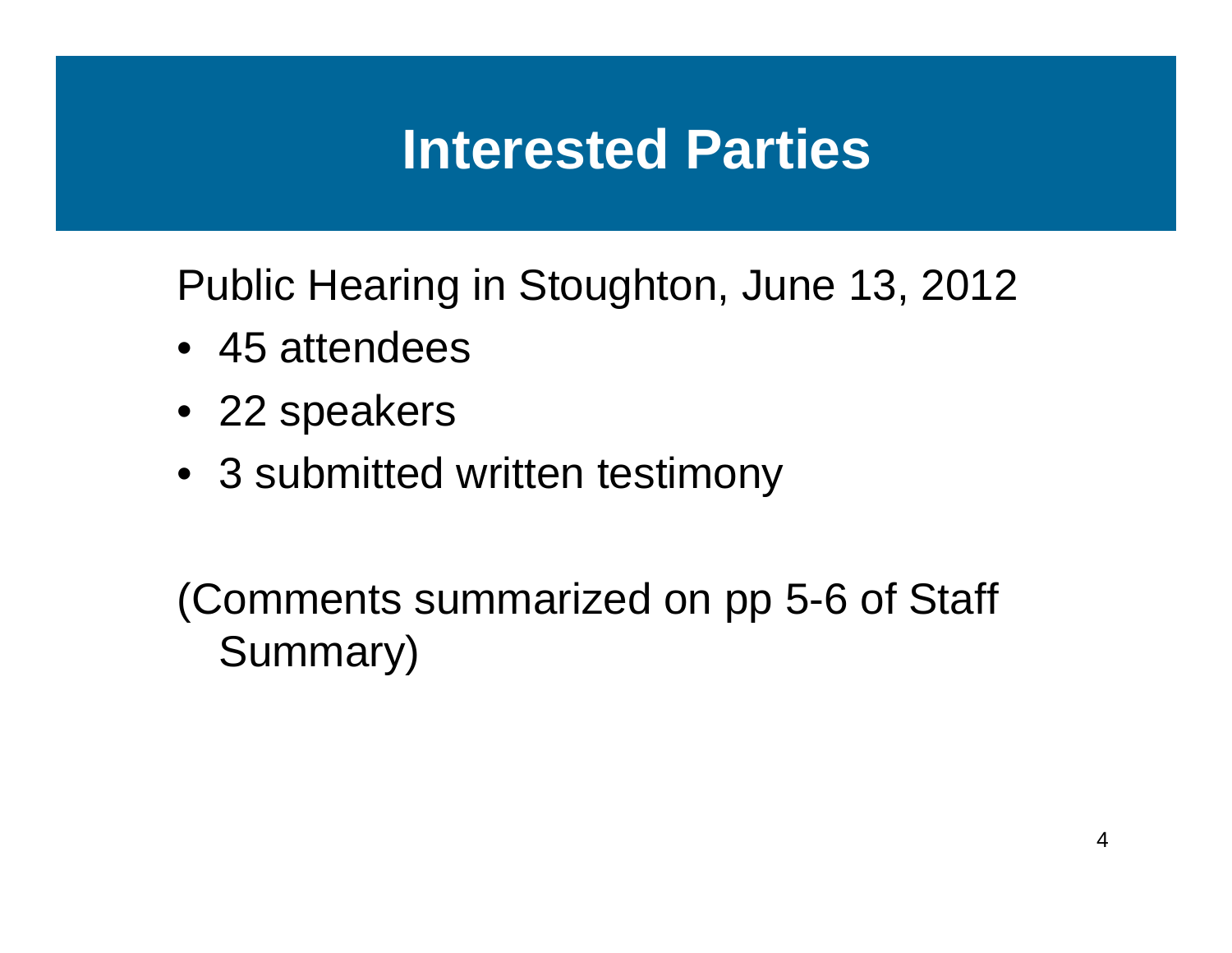# Interested Parties

Public Hearing in Stoughton, June 13, 2012

- 45 attendees
- 22 speakers
- 3 submitted written testimony

(Comments summarized on pp 5-6 of Staff Summary)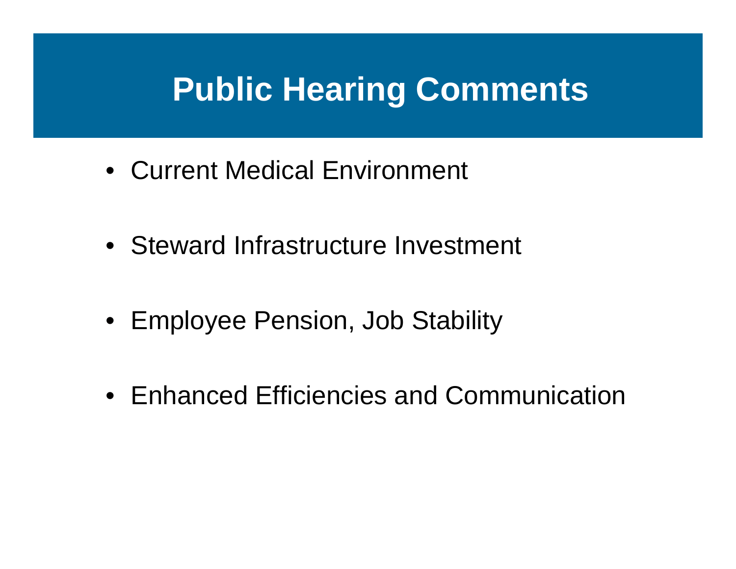# Public Hearing Comments

- Current Medical Environment
- Steward Infrastructure Investment
- Employee Pension, Job Stability
- Enhanced Efficiencies and Communication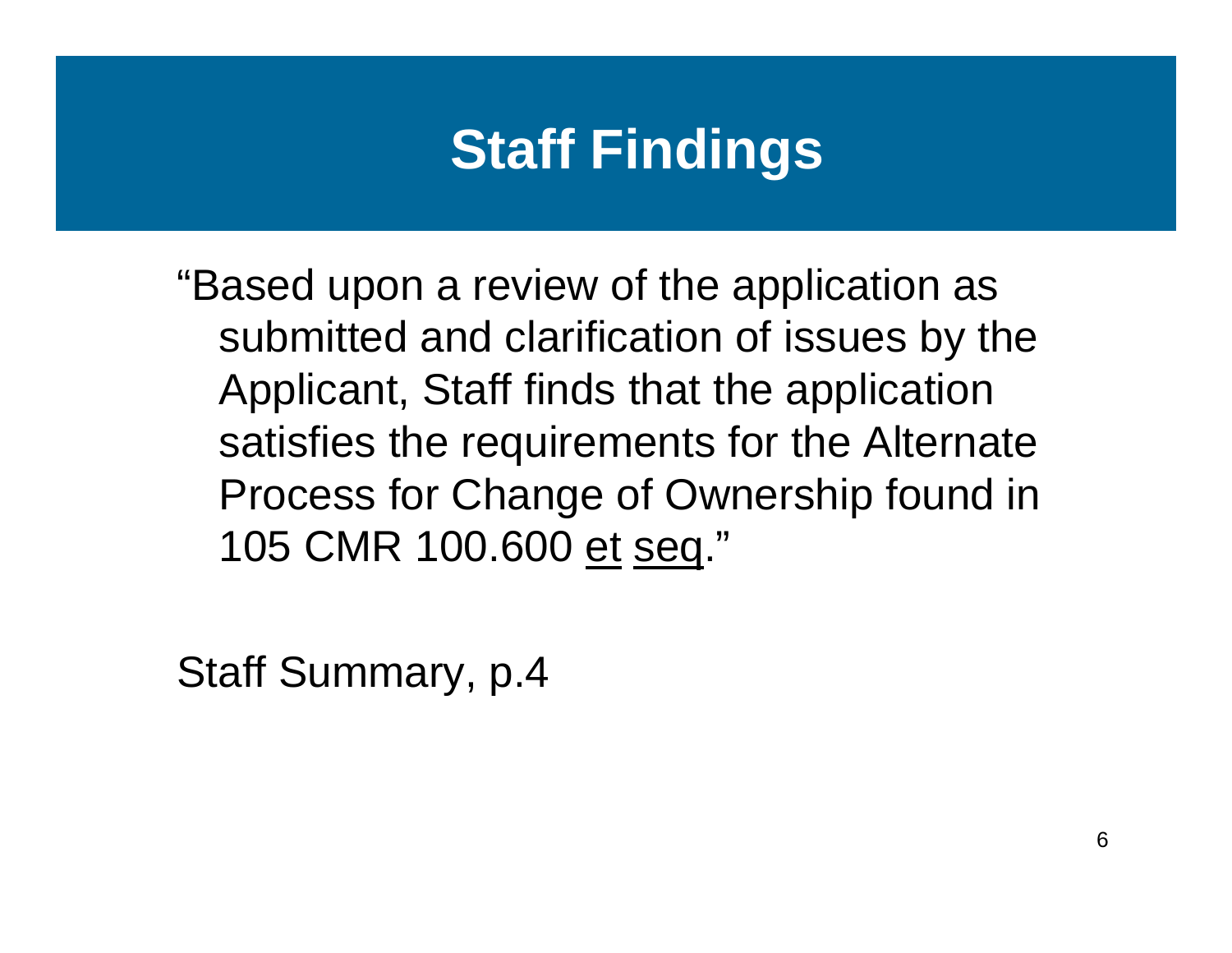# Staff Findings

"Based upon a review of the application as submitted and clarification of issues by the Applicant, Staff finds that the application satisfies the requirements for the Alternate Process for Change of Ownership found in 105 CMR 100.600 et seq."

Staff Summary, p.4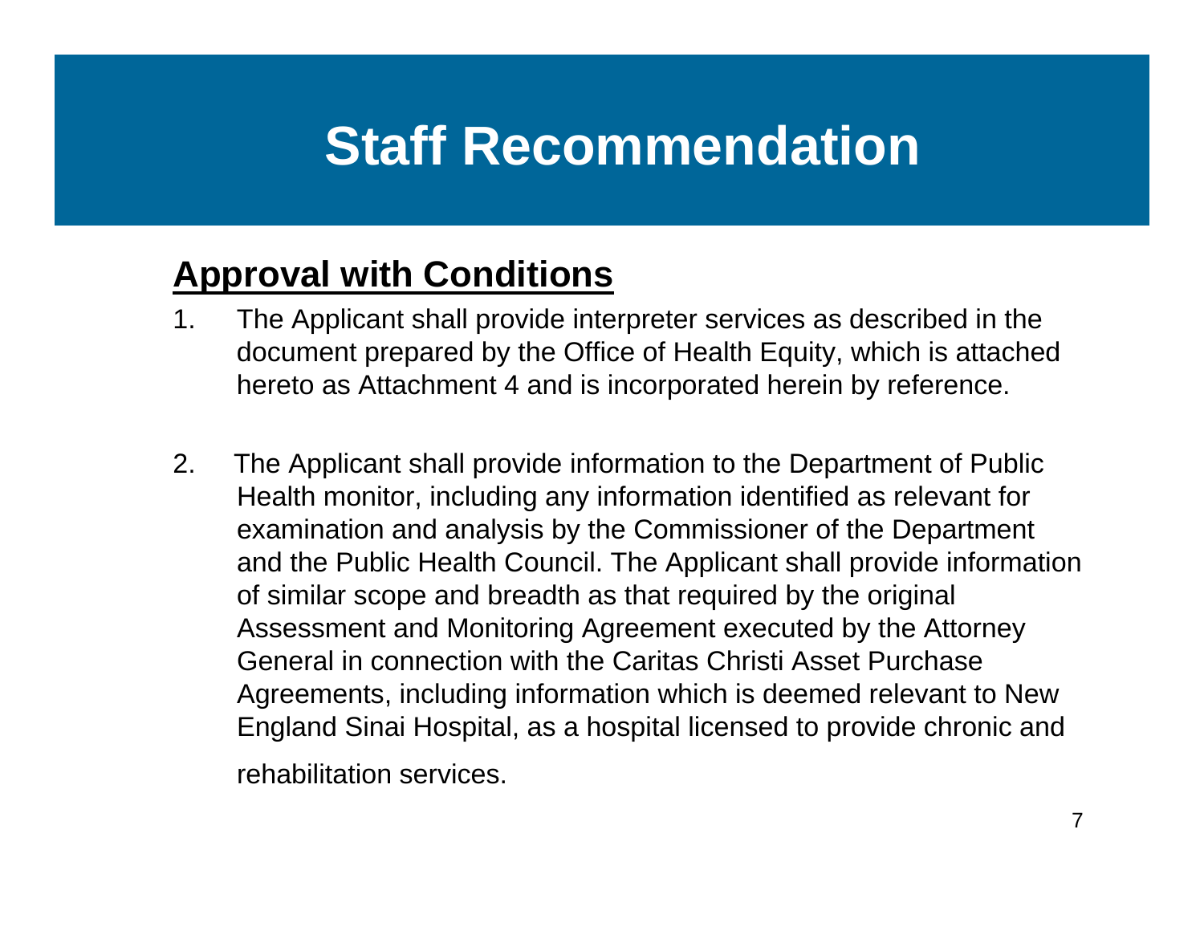# Staff Recommendation

## Approval with Conditions

1. The Applicant shall provide interpreter services as described in the document prepared by the Office of Health Equity, which is attached hereto as Attachment 4 and is incorporated herein by reference.

2. The Applicant shall provide information to the Department of Public Health monitor, including any information identified as relevant for examination and analysis by the Commissioner of the Department and the Public Health Council. The Applicant shall provide information of similar scope and breadth as that required by the original Assessment and Monitoring Agreement executed by the Attorney General in connection with the Caritas Christi Asset Purchase Agreements, including information which is deemed relevant to New England Sinai Hospital, as a hospital licensed to provide chronic and rehabilitation services.